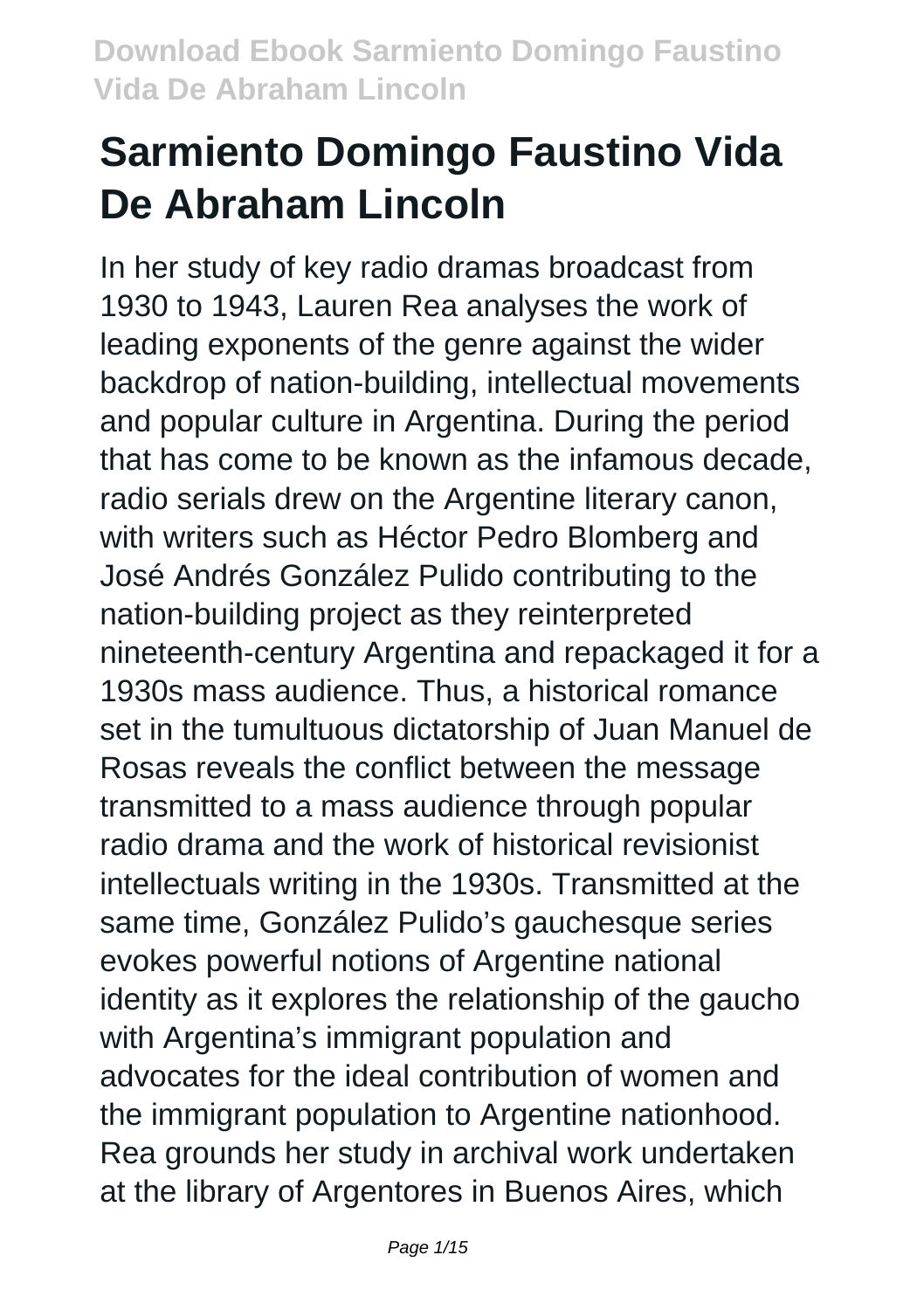# Sarmiento Domingo Faustino Vida De Abraham Lincoln

In her study of key radio dramas broadcast from 1930 to 1943, Lauren Rea analyses the work of leading exponents of the genre against the wider backdrop of nation-building, intellectual movements and popular culture in Argentina. During the period that has come to be known as the infamous decade, radio serials drew on the Argentine literary canon, with writers such as Héctor Pedro Blomberg and José Andrés González Pulido contributing to the nation-building project as they reinterpreted nineteenth-century Argentina and repackaged it for a 1930s mass audience. Thus, a historical romance set in the tumultuous dictatorship of Juan Manuel de Rosas reveals the conflict between the message transmitted to a mass audience through popular radio drama and the work of historical revisionist intellectuals writing in the 1930s. Transmitted at the same time, González Pulido's gauchesque series evokes powerful notions of Argentine national identity as it explores the relationship of the gaucho with Argentina's immigrant population and advocates for the ideal contribution of women and the immigrant population to Argentine nationhood. Rea grounds her study in archival work undertaken at the library of Argentores in Buenos Aires, which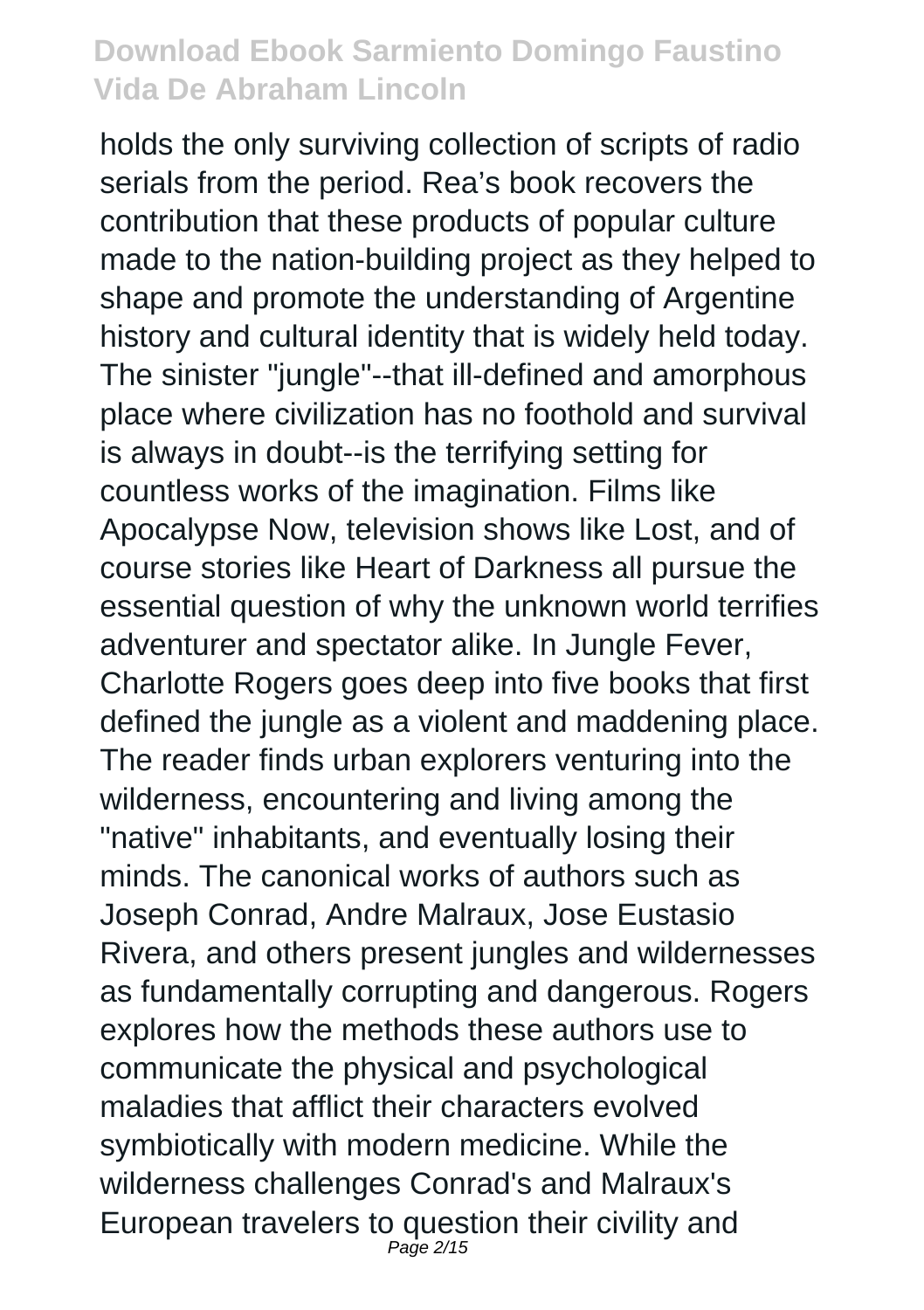holds the only surviving collection of scripts of radio serials from the period. Rea's book recovers the contribution that these products of popular culture made to the nation-building project as they helped to shape and promote the understanding of Argentine history and cultural identity that is widely held today. The sinister "jungle"--that ill-defined and amorphous place where civilization has no foothold and survival is always in doubt--is the terrifying setting for countless works of the imagination. Films like Apocalypse Now, television shows like Lost, and of course stories like Heart of Darkness all pursue the essential question of why the unknown world terrifies adventurer and spectator alike. In Jungle Fever, Charlotte Rogers goes deep into five books that first defined the jungle as a violent and maddening place. The reader finds urban explorers venturing into the wilderness, encountering and living among the "native" inhabitants, and eventually losing their minds. The canonical works of authors such as Joseph Conrad, Andre Malraux, Jose Eustasio Rivera, and others present jungles and wildernesses as fundamentally corrupting and dangerous. Rogers explores how the methods these authors use to communicate the physical and psychological maladies that afflict their characters evolved symbiotically with modern medicine. While the wilderness challenges Conrad's and Malraux's European travelers to question their civility and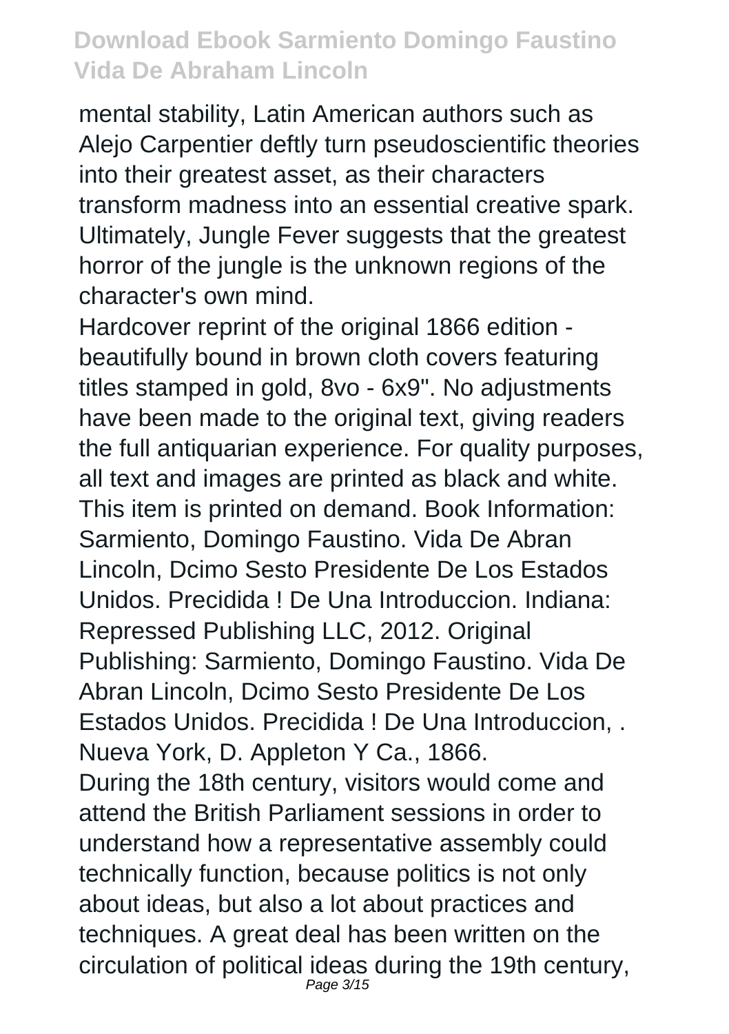mental stability, Latin American authors such as Alejo Carpentier deftly turn pseudoscientific theories into their greatest asset, as their characters transform madness into an essential creative spark. Ultimately, Jungle Fever suggests that the greatest horror of the jungle is the unknown regions of the character's own mind.

Hardcover reprint of the original 1866 edition - beautifully bound in brown cloth covers featuring titles stamped in gold, 8vo - 6x9". No adjustments have been made to the original text, giving readers the full antiquarian experience. For quality purposes, all text and images are printed as black and white. This item is printed on demand. Book Information: Sarmiento, Domingo Faustino. Vida De Abran Lincoln, Dcimo Sesto Presidente De Los Estados Unidos. Precidida ! De Una Introduccion. Indiana: Repressed Publishing LLC, 2012. Original Publishing: Sarmiento, Domingo Faustino. Vida De Abran Lincoln, Dcimo Sesto Presidente De Los Estados Unidos. Precidida ! De Una Introduccion, . Nueva York, D. Appleton Y Ca., 1866.

During the 18th century, visitors would come and attend the British Parliament sessions in order to understand how a representative assembly could technically function, because politics is not only about ideas, but also a lot about practices and techniques. A great deal has been written on the circulation of political ideas during the 19th century,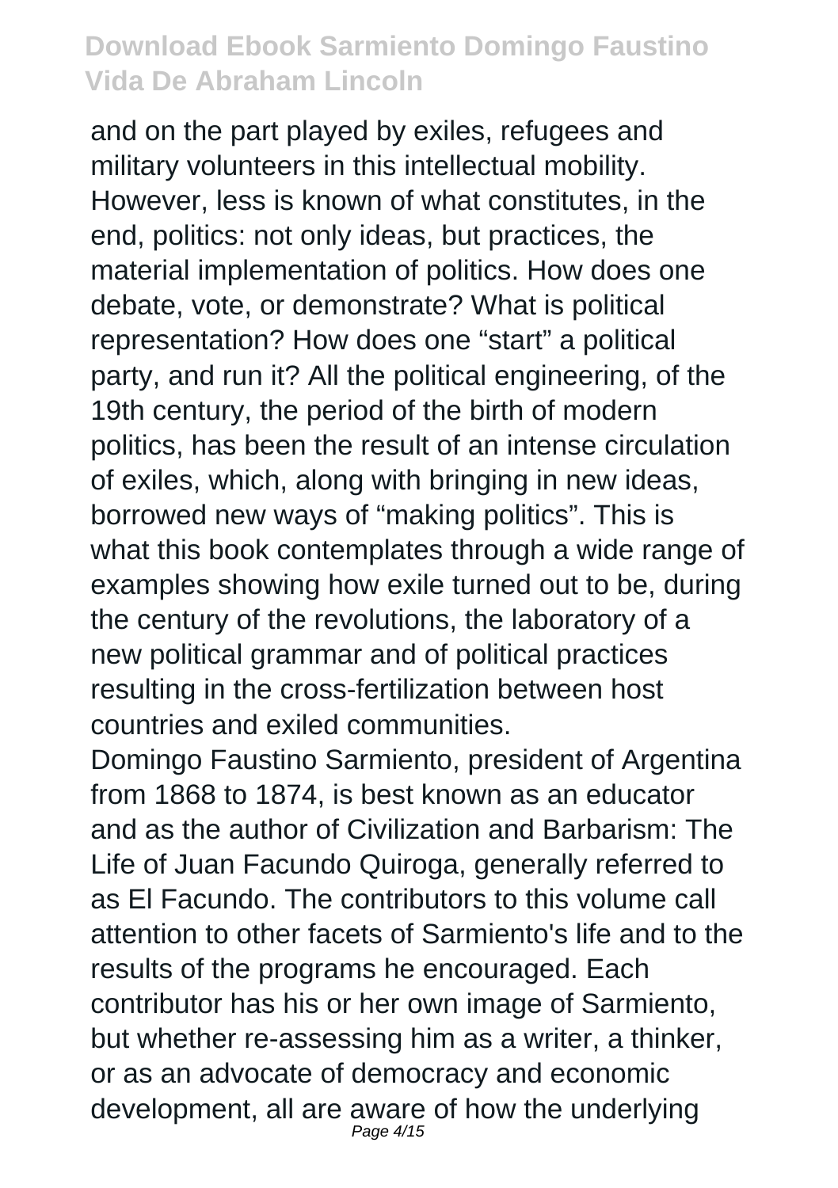and on the part played by exiles, refugees and military volunteers in this intellectual mobility. However, less is known of what constitutes, in the end, politics: not only ideas, but practices, the material implementation of politics. How does one debate, vote, or demonstrate? What is political representation? How does one “start” a political party, and run it? All the political engineering, of the 19th century, the period of the birth of modern politics, has been the result of an intense circulation of exiles, which, along with bringing in new ideas, borrowed new ways of “making politics”. This is what this book contemplates through a wide range of examples showing how exile turned out to be, during the century of the revolutions, the laboratory of a new political grammar and of political practices resulting in the cross-fertilization between host countries and exiled communities.

Domingo Faustino Sarmiento, president of Argentina from 1868 to 1874, is best known as an educator and as the author of Civilization and Barbarism: The Life of Juan Facundo Quiroga, generally referred to as El Facundo. The contributors to this volume call attention to other facets of Sarmiento's life and to the results of the programs he encouraged. Each contributor has his or her own image of Sarmiento, but whether re-assessing him as a writer, a thinker, or as an advocate of democracy and economic development, all are aware of how the underlying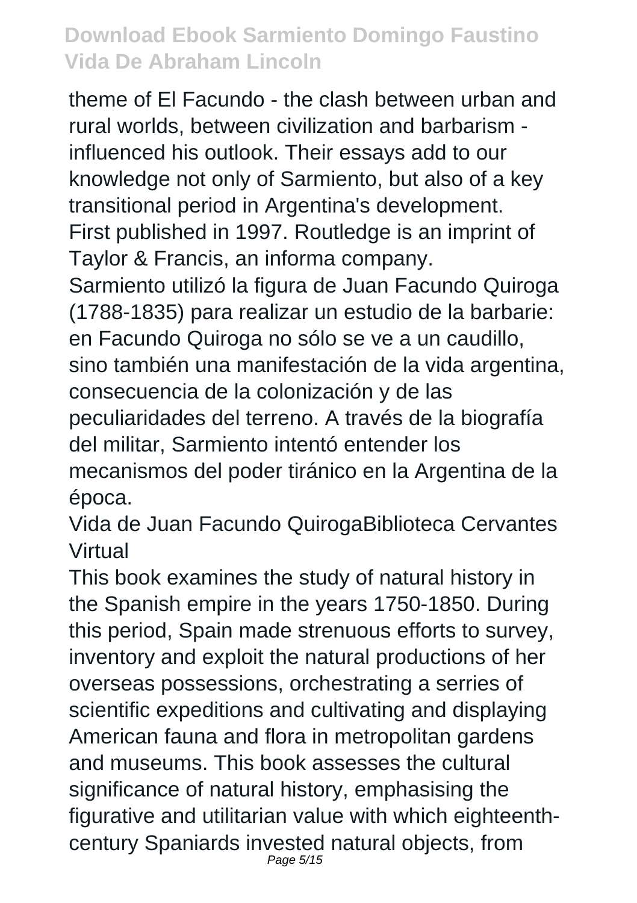theme of El Facundo - the clash between urban and rural worlds, between civilization and barbarism - influenced his outlook. Their essays add to our knowledge not only of Sarmiento, but also of a key transitional period in Argentina's development.

First published in 1997. Routledge is an imprint of Taylor & Francis, an informa company.

Sarmiento utilizó la figura de Juan Facundo Quiroga (1788-1835) para realizar un estudio de la barbarie: en Facundo Quiroga no sólo se ve a un caudillo, sino también una manifestación de la vida argentina, consecuencia de la colonización y de las peculiaridades del terreno. A través de la biografía del militar, Sarmiento intentó entender los mecanismos del poder tiránico en la Argentina de la época.

Vida de Juan Facundo QuirogaBiblioteca Cervantes Virtual

This book examines the study of natural history in the Spanish empire in the years 1750-1850. During this period, Spain made strenuous efforts to survey, inventory and exploit the natural productions of her overseas possessions, orchestrating a serries of scientific expeditions and cultivating and displaying American fauna and flora in metropolitan gardens and museums. This book assesses the cultural significance of natural history, emphasising the figurative and utilitarian value with which eighteenth-century Spaniards invested natural objects, from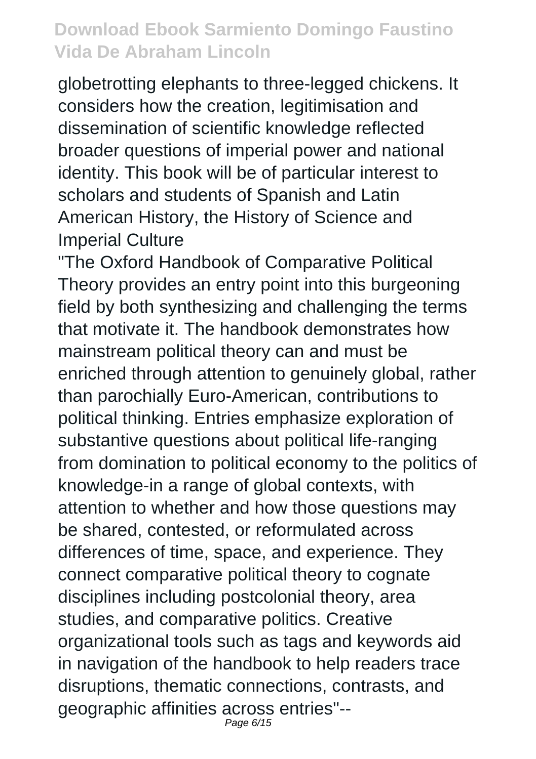globetrotting elephants to three-legged chickens. It considers how the creation, legitimisation and dissemination of scientific knowledge reflected broader questions of imperial power and national identity. This book will be of particular interest to scholars and students of Spanish and Latin American History, the History of Science and Imperial Culture

"The Oxford Handbook of Comparative Political Theory provides an entry point into this burgeoning field by both synthesizing and challenging the terms that motivate it. The handbook demonstrates how mainstream political theory can and must be enriched through attention to genuinely global, rather than parochially Euro-American, contributions to political thinking. Entries emphasize exploration of substantive questions about political life-ranging from domination to political economy to the politics of knowledge-in a range of global contexts, with attention to whether and how those questions may be shared, contested, or reformulated across differences of time, space, and experience. They connect comparative political theory to cognate disciplines including postcolonial theory, area studies, and comparative politics. Creative organizational tools such as tags and keywords aid in navigation of the handbook to help readers trace disruptions, thematic connections, contrasts, and geographic affinities across entries"--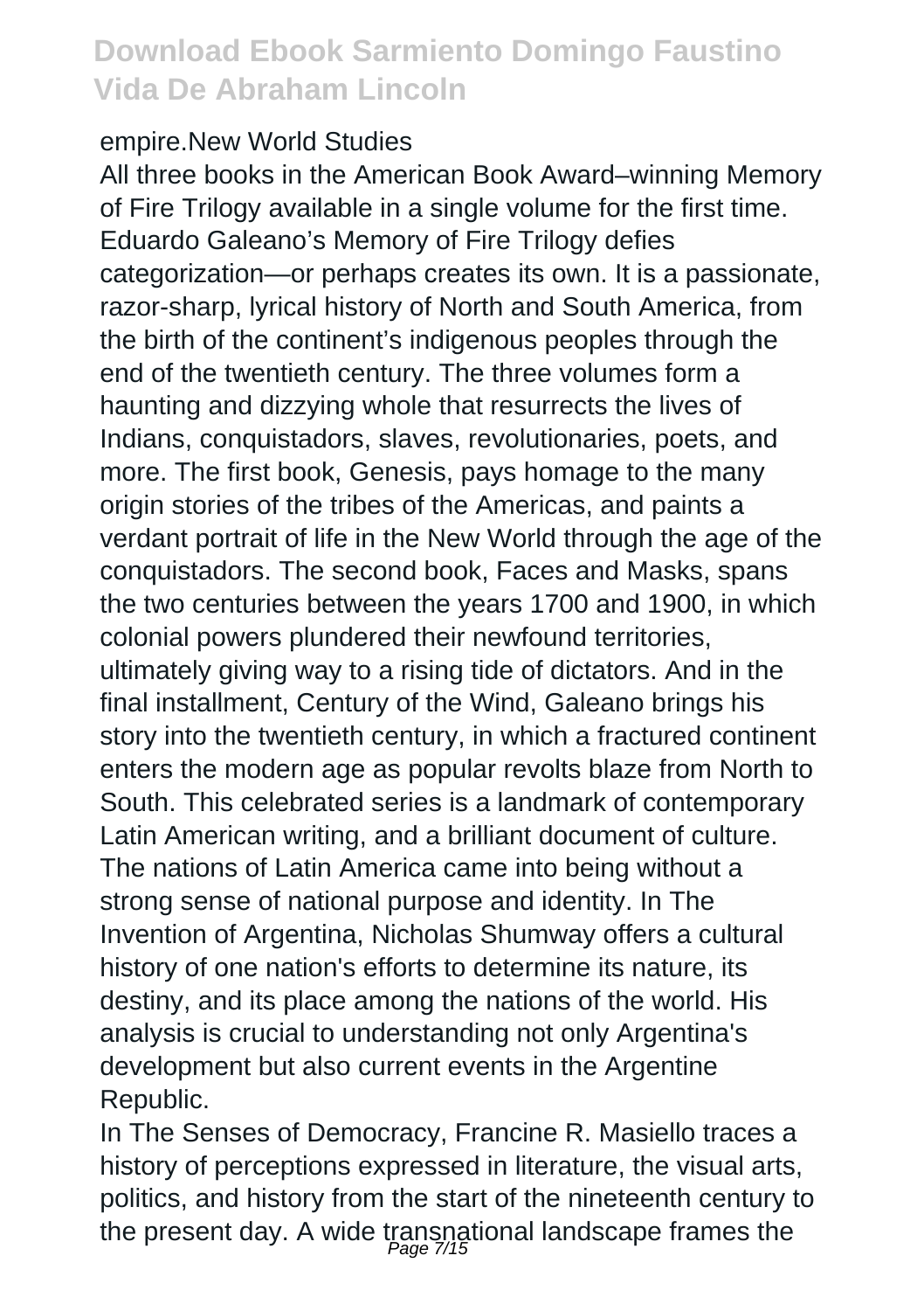empire.New World Studies

All three books in the American Book Award–winning Memory of Fire Trilogy available in a single volume for the first time. Eduardo Galeano's Memory of Fire Trilogy defies categorization—or perhaps creates its own. It is a passionate, razor-sharp, lyrical history of North and South America, from the birth of the continent's indigenous peoples through the end of the twentieth century. The three volumes form a haunting and dizzying whole that resurrects the lives of Indians, conquistadors, slaves, revolutionaries, poets, and more. The first book, Genesis, pays homage to the many origin stories of the tribes of the Americas, and paints a verdant portrait of life in the New World through the age of the conquistadors. The second book, Faces and Masks, spans the two centuries between the years 1700 and 1900, in which colonial powers plundered their newfound territories, ultimately giving way to a rising tide of dictators. And in the final installment, Century of the Wind, Galeano brings his story into the twentieth century, in which a fractured continent enters the modern age as popular revolts blaze from North to South. This celebrated series is a landmark of contemporary Latin American writing, and a brilliant document of culture.

The nations of Latin America came into being without a strong sense of national purpose and identity. In The Invention of Argentina, Nicholas Shumway offers a cultural history of one nation's efforts to determine its nature, its destiny, and its place among the nations of the world. His analysis is crucial to understanding not only Argentina's development but also current events in the Argentine Republic.

In The Senses of Democracy, Francine R. Masiello traces a history of perceptions expressed in literature, the visual arts, politics, and history from the start of the nineteenth century to the present day. A wide transnational landscape frames the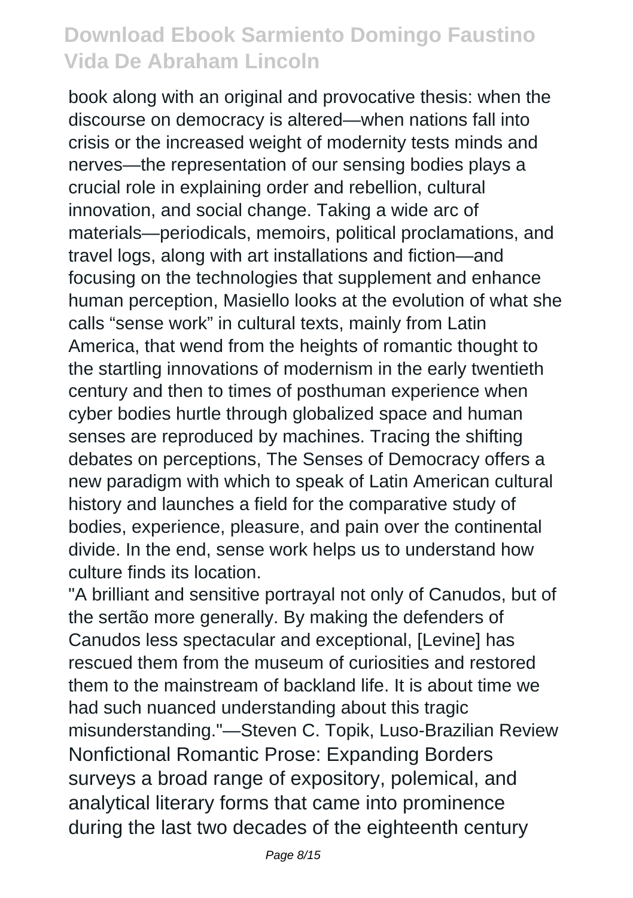book along with an original and provocative thesis: when the discourse on democracy is altered—when nations fall into crisis or the increased weight of modernity tests minds and nerves—the representation of our sensing bodies plays a crucial role in explaining order and rebellion, cultural innovation, and social change. Taking a wide arc of materials—periodicals, memoirs, political proclamations, and travel logs, along with art installations and fiction—and focusing on the technologies that supplement and enhance human perception, Masiello looks at the evolution of what she calls "sense work" in cultural texts, mainly from Latin America, that wend from the heights of romantic thought to the startling innovations of modernism in the early twentieth century and then to times of posthuman experience when cyber bodies hurtle through globalized space and human senses are reproduced by machines. Tracing the shifting debates on perceptions, The Senses of Democracy offers a new paradigm with which to speak of Latin American cultural history and launches a field for the comparative study of bodies, experience, pleasure, and pain over the continental divide. In the end, sense work helps us to understand how culture finds its location.

"A brilliant and sensitive portrayal not only of Canudos, but of the sertão more generally. By making the defenders of Canudos less spectacular and exceptional, [Levine] has rescued them from the museum of curiosities and restored them to the mainstream of backland life. It is about time we had such nuanced understanding about this tragic misunderstanding."—Steven C. Topik, Luso-Brazilian Review

Nonfictional Romantic Prose: Expanding Borders surveys a broad range of expository, polemical, and analytical literary forms that came into prominence during the last two decades of the eighteenth century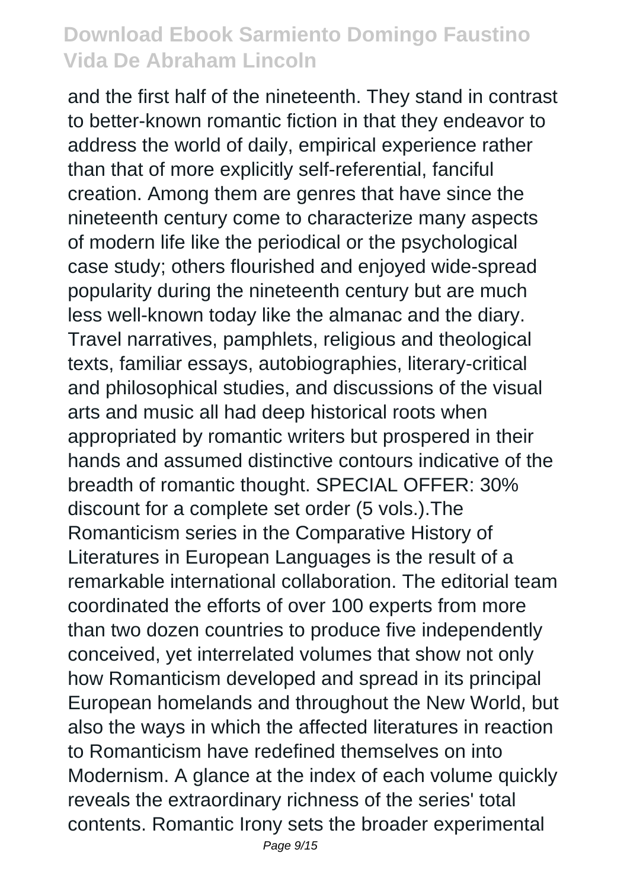and the first half of the nineteenth. They stand in contrast to better-known romantic fiction in that they endeavor to address the world of daily, empirical experience rather than that of more explicitly self-referential, fanciful creation. Among them are genres that have since the nineteenth century come to characterize many aspects of modern life like the periodical or the psychological case study; others flourished and enjoyed wide-spread popularity during the nineteenth century but are much less well-known today like the almanac and the diary. Travel narratives, pamphlets, religious and theological texts, familiar essays, autobiographies, literary-critical and philosophical studies, and discussions of the visual arts and music all had deep historical roots when appropriated by romantic writers but prospered in their hands and assumed distinctive contours indicative of the breadth of romantic thought. SPECIAL OFFER: 30% discount for a complete set order (5 vols.).The Romanticism series in the Comparative History of Literatures in European Languages is the result of a remarkable international collaboration. The editorial team coordinated the efforts of over 100 experts from more than two dozen countries to produce five independently conceived, yet interrelated volumes that show not only how Romanticism developed and spread in its principal European homelands and throughout the New World, but also the ways in which the affected literatures in reaction to Romanticism have redefined themselves on into Modernism. A glance at the index of each volume quickly reveals the extraordinary richness of the series' total contents. Romantic Irony sets the broader experimental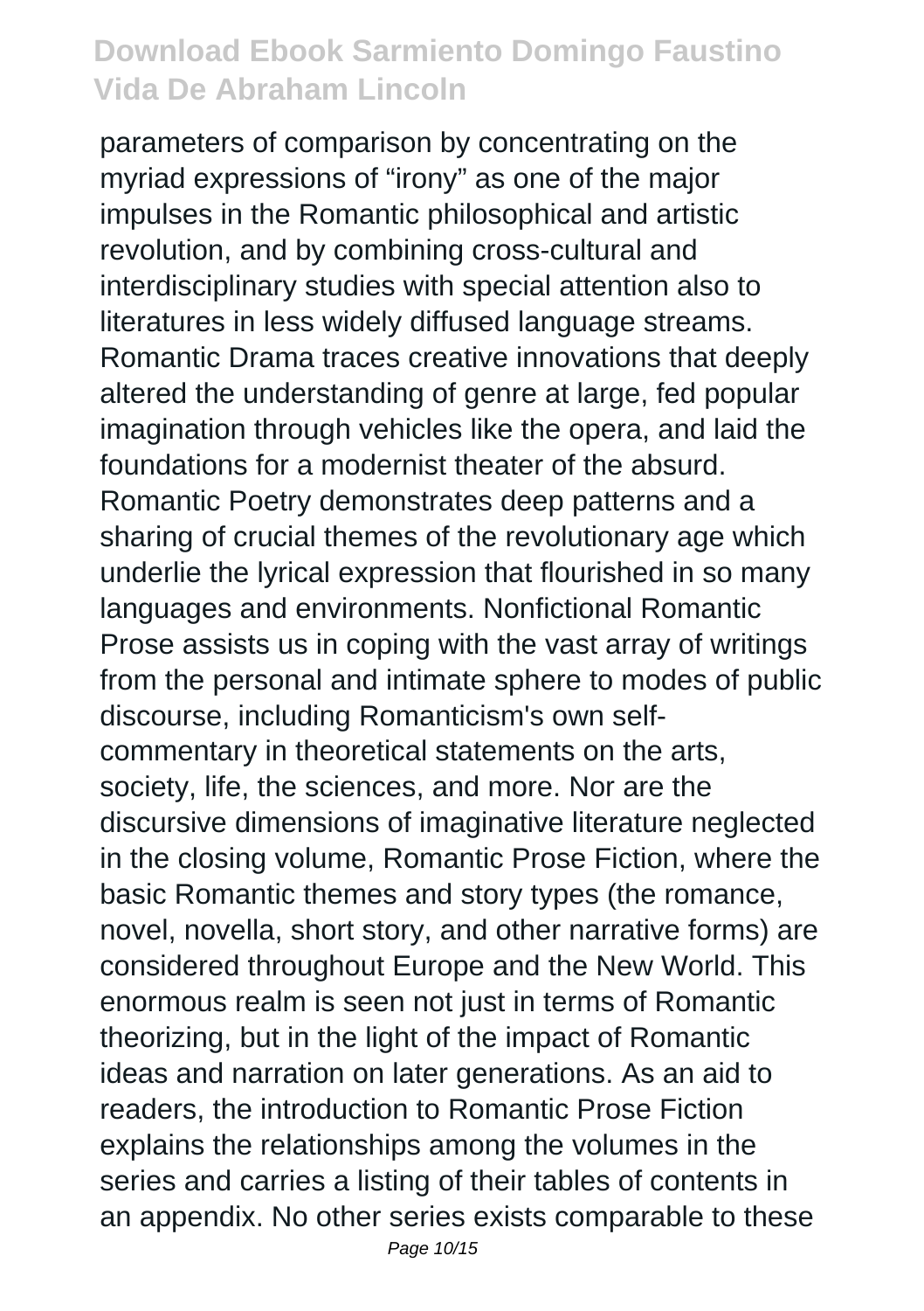parameters of comparison by concentrating on the myriad expressions of "irony" as one of the major impulses in the Romantic philosophical and artistic revolution, and by combining cross-cultural and interdisciplinary studies with special attention also to literatures in less widely diffused language streams. Romantic Drama traces creative innovations that deeply altered the understanding of genre at large, fed popular imagination through vehicles like the opera, and laid the foundations for a modernist theater of the absurd. Romantic Poetry demonstrates deep patterns and a sharing of crucial themes of the revolutionary age which underlie the lyrical expression that flourished in so many languages and environments. Nonfictional Romantic Prose assists us in coping with the vast array of writings from the personal and intimate sphere to modes of public discourse, including Romanticism's own self-commentary in theoretical statements on the arts, society, life, the sciences, and more. Nor are the discursive dimensions of imaginative literature neglected in the closing volume, Romantic Prose Fiction, where the basic Romantic themes and story types (the romance, novel, novella, short story, and other narrative forms) are considered throughout Europe and the New World. This enormous realm is seen not just in terms of Romantic theorizing, but in the light of the impact of Romantic ideas and narration on later generations. As an aid to readers, the introduction to Romantic Prose Fiction explains the relationships among the volumes in the series and carries a listing of their tables of contents in an appendix. No other series exists comparable to these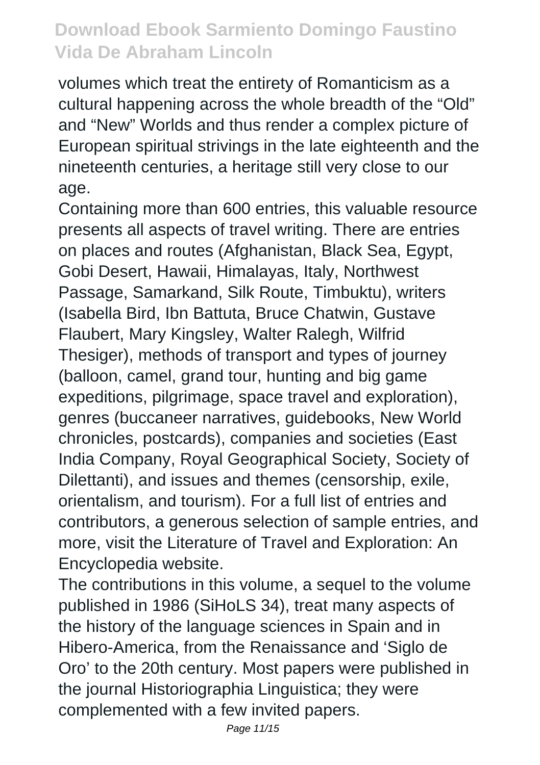volumes which treat the entirety of Romanticism as a cultural happening across the whole breadth of the "Old" and "New" Worlds and thus render a complex picture of European spiritual strivings in the late eighteenth and the nineteenth centuries, a heritage still very close to our age.

Containing more than 600 entries, this valuable resource presents all aspects of travel writing. There are entries on places and routes (Afghanistan, Black Sea, Egypt, Gobi Desert, Hawaii, Himalayas, Italy, Northwest Passage, Samarkand, Silk Route, Timbuktu), writers (Isabella Bird, Ibn Battuta, Bruce Chatwin, Gustave Flaubert, Mary Kingsley, Walter Ralegh, Wilfrid Thesiger), methods of transport and types of journey (balloon, camel, grand tour, hunting and big game expeditions, pilgrimage, space travel and exploration), genres (buccaneer narratives, guidebooks, New World chronicles, postcards), companies and societies (East India Company, Royal Geographical Society, Society of Dilettanti), and issues and themes (censorship, exile, orientalism, and tourism). For a full list of entries and contributors, a generous selection of sample entries, and more, visit the Literature of Travel and Exploration: An Encyclopedia website.

The contributions in this volume, a sequel to the volume published in 1986 (SiHoLS 34), treat many aspects of the history of the language sciences in Spain and in Hibero-America, from the Renaissance and 'Siglo de Oro' to the 20th century. Most papers were published in the journal Historiographia Linguistica; they were complemented with a few invited papers.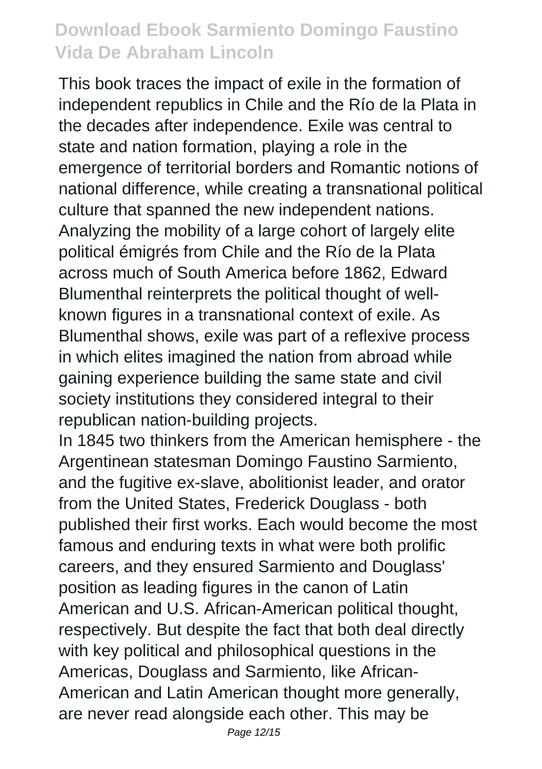This book traces the impact of exile in the formation of independent republics in Chile and the Río de la Plata in the decades after independence. Exile was central to state and nation formation, playing a role in the emergence of territorial borders and Romantic notions of national difference, while creating a transnational political culture that spanned the new independent nations. Analyzing the mobility of a large cohort of largely elite political émigrés from Chile and the Río de la Plata across much of South America before 1862, Edward Blumenthal reinterprets the political thought of well-known figures in a transnational context of exile. As Blumenthal shows, exile was part of a reflexive process in which elites imagined the nation from abroad while gaining experience building the same state and civil society institutions they considered integral to their republican nation-building projects.

In 1845 two thinkers from the American hemisphere - the Argentinean statesman Domingo Faustino Sarmiento, and the fugitive ex-slave, abolitionist leader, and orator from the United States, Frederick Douglass - both published their first works. Each would become the most famous and enduring texts in what were both prolific careers, and they ensured Sarmiento and Douglass' position as leading figures in the canon of Latin American and U.S. African-American political thought, respectively. But despite the fact that both deal directly with key political and philosophical questions in the Americas, Douglass and Sarmiento, like African-American and Latin American thought more generally, are never read alongside each other. This may be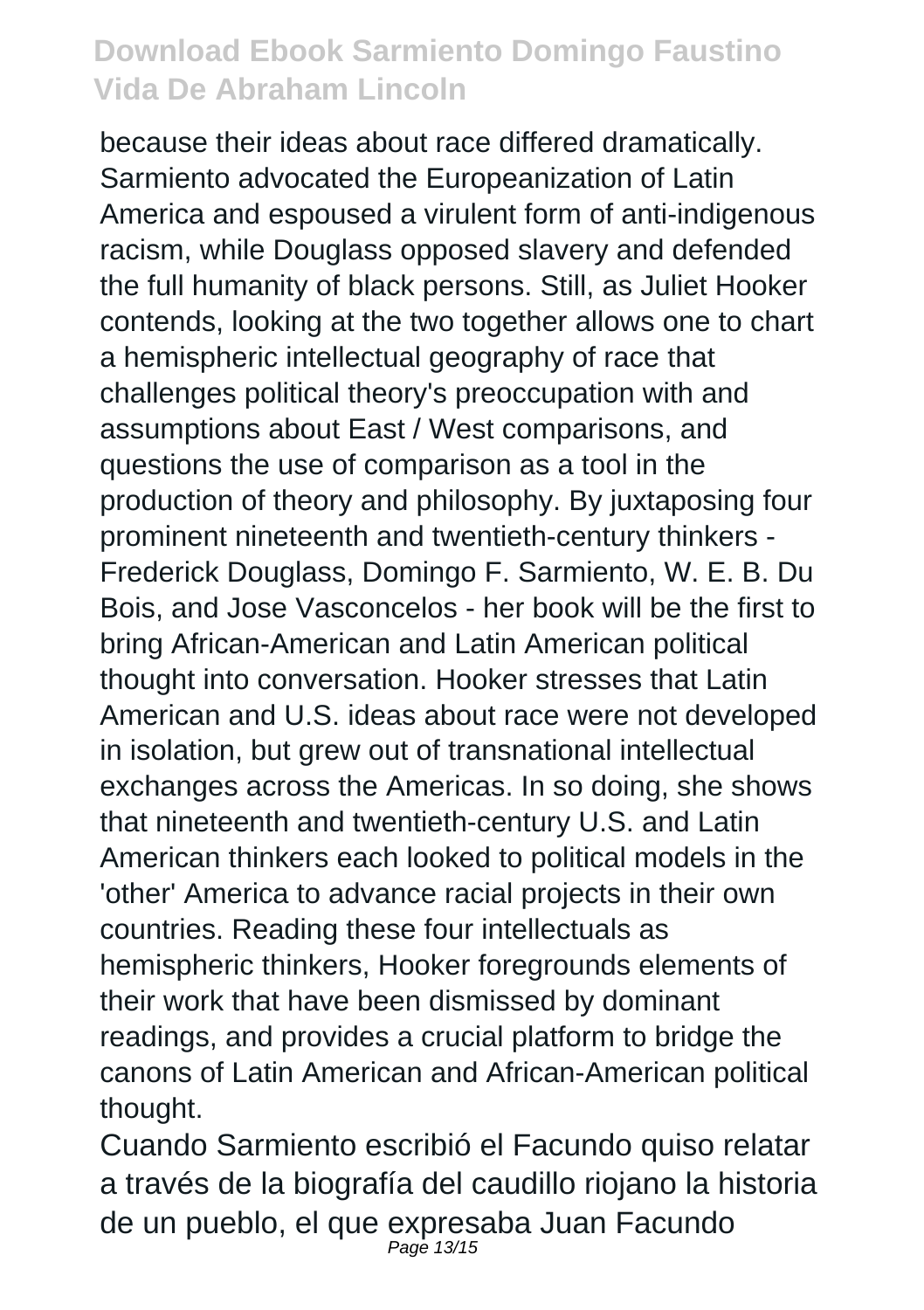because their ideas about race differed dramatically. Sarmiento advocated the Europeanization of Latin America and espoused a virulent form of anti-indigenous racism, while Douglass opposed slavery and defended the full humanity of black persons. Still, as Juliet Hooker contends, looking at the two together allows one to chart a hemispheric intellectual geography of race that challenges political theory's preoccupation with and assumptions about East / West comparisons, and questions the use of comparison as a tool in the production of theory and philosophy. By juxtaposing four prominent nineteenth and twentieth-century thinkers - Frederick Douglass, Domingo F. Sarmiento, W. E. B. Du Bois, and Jose Vasconcelos - her book will be the first to bring African-American and Latin American political thought into conversation. Hooker stresses that Latin American and U.S. ideas about race were not developed in isolation, but grew out of transnational intellectual exchanges across the Americas. In so doing, she shows that nineteenth and twentieth-century U.S. and Latin American thinkers each looked to political models in the 'other' America to advance racial projects in their own countries. Reading these four intellectuals as hemispheric thinkers, Hooker foregrounds elements of their work that have been dismissed by dominant readings, and provides a crucial platform to bridge the canons of Latin American and African-American political thought.

Cuando Sarmiento escribió el Facundo quiso relatar a través de la biografía del caudillo riojano la historia de un pueblo, el que expresaba Juan Facundo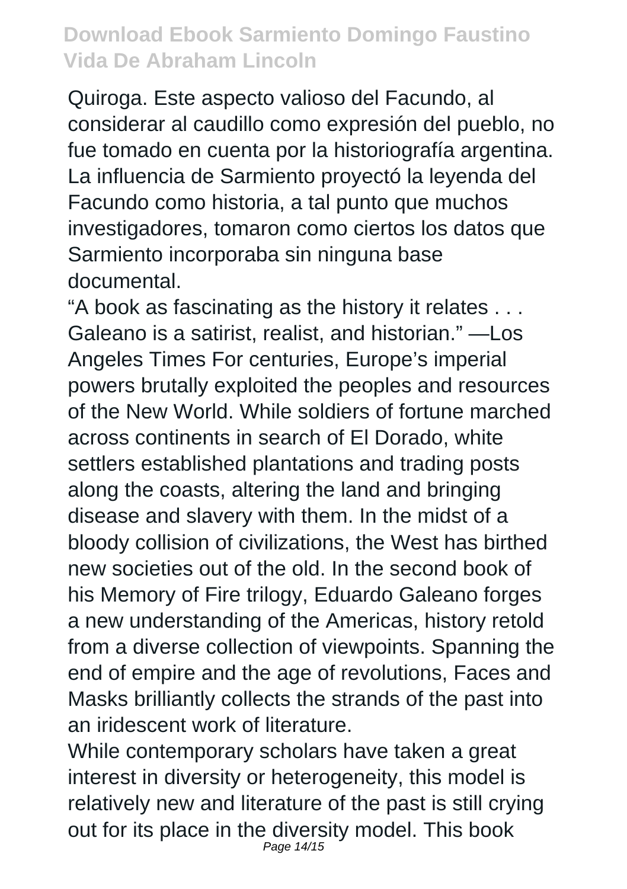Quiroga. Este aspecto valioso del Facundo, al considerar al caudillo como expresión del pueblo, no fue tomado en cuenta por la historiografía argentina. La influencia de Sarmiento proyectó la leyenda del Facundo como historia, a tal punto que muchos investigadores, tomaron como ciertos los datos que Sarmiento incorporaba sin ninguna base documental.

"A book as fascinating as the history it relates . . . Galeano is a satirist, realist, and historian." —Los Angeles Times For centuries, Europe's imperial powers brutally exploited the peoples and resources of the New World. While soldiers of fortune marched across continents in search of El Dorado, white settlers established plantations and trading posts along the coasts, altering the land and bringing disease and slavery with them. In the midst of a bloody collision of civilizations, the West has birthed new societies out of the old. In the second book of his Memory of Fire trilogy, Eduardo Galeano forges a new understanding of the Americas, history retold from a diverse collection of viewpoints. Spanning the end of empire and the age of revolutions, Faces and Masks brilliantly collects the strands of the past into an iridescent work of literature.

While contemporary scholars have taken a great interest in diversity or heterogeneity, this model is relatively new and literature of the past is still crying out for its place in the diversity model. This book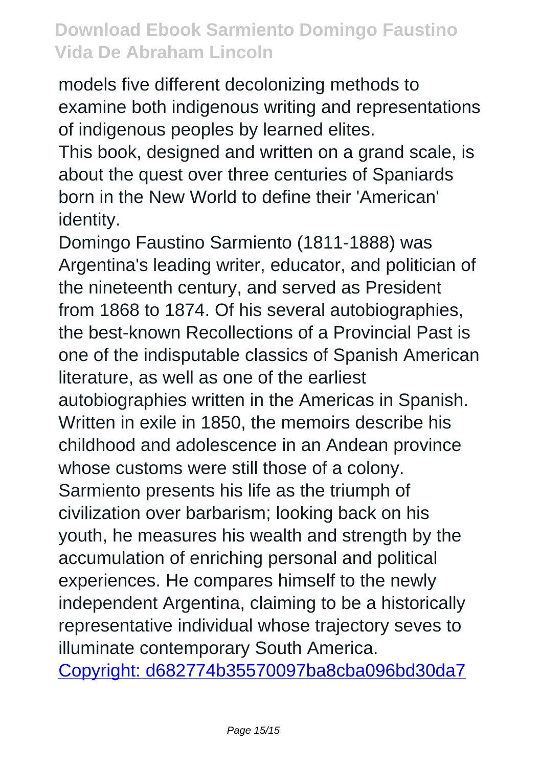models five different decolonizing methods to examine both indigenous writing and representations of indigenous peoples by learned elites.

This book, designed and written on a grand scale, is about the quest over three centuries of Spaniards born in the New World to define their 'American' identity.

Domingo Faustino Sarmiento (1811-1888) was Argentina's leading writer, educator, and politician of the nineteenth century, and served as President from 1868 to 1874. Of his several autobiographies, the best-known Recollections of a Provincial Past is one of the indisputable classics of Spanish American literature, as well as one of the earliest autobiographies written in the Americas in Spanish. Written in exile in 1850, the memoirs describe his childhood and adolescence in an Andean province whose customs were still those of a colony. Sarmiento presents his life as the triumph of civilization over barbarism; looking back on his youth, he measures his wealth and strength by the accumulation of enriching personal and political experiences. He compares himself to the newly independent Argentina, claiming to be a historically representative individual whose trajectory seves to illuminate contemporary South America.

Copyright: d682774b35570097ba8cba096bd30da7